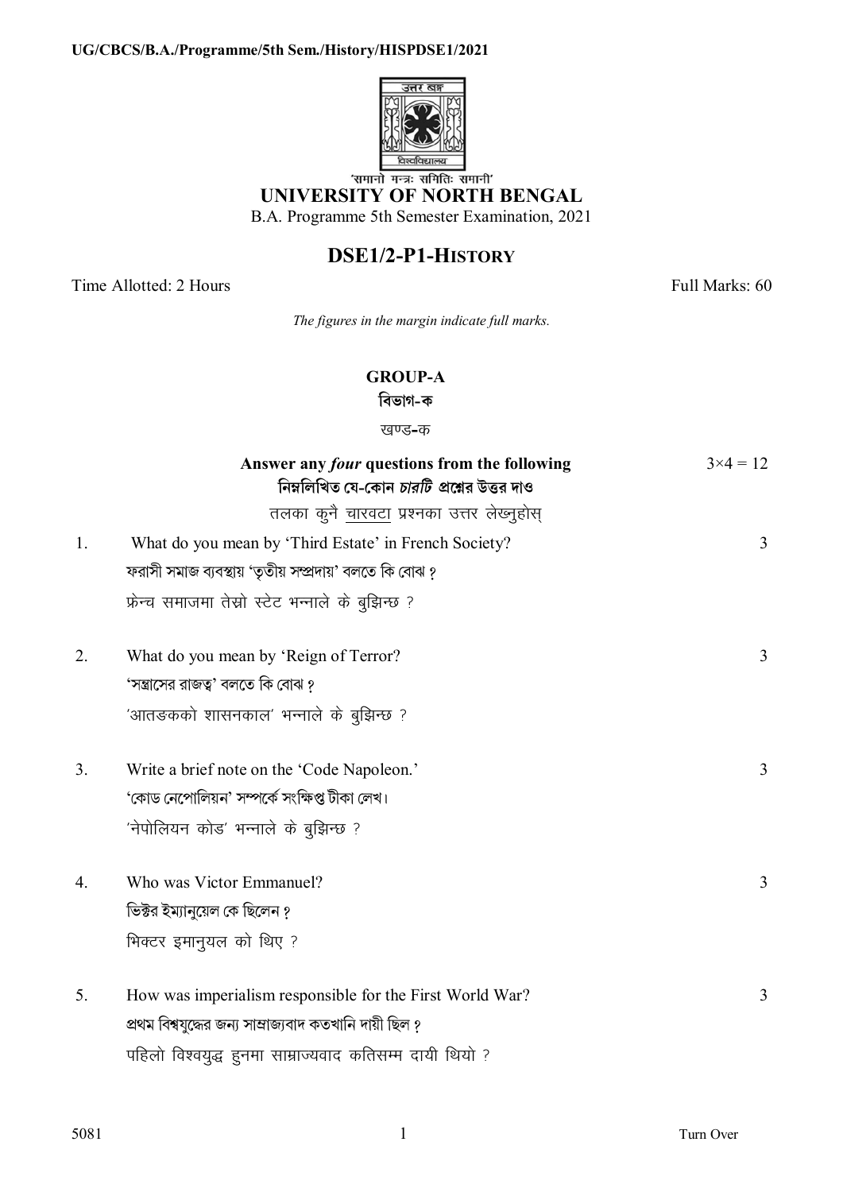UG/CBCS/B.A./Programme/5th Sem./History/HISPDSE1/2021

'समानो मन्त्रः समितिः समानी'

# UNIVERSITY OF NORTH BENGAL

B.A. Programme 5th Semester Examination, 2021

## DSE1/2-P1-HISTORY

Time Allotted: 2 Hours — Full Marks: 60

*The figures in the margin indicate full marks.*

### GROUP-A
### বিভাগ-ক
### खण्ड-क

**Answer any *four* questions from the following** — $3\times4 = 12$

**নিম্নলিখিত যে-কোন *চারটি* প্রশ্নের উত্তর দাও**

तलका कुनै चारवटा प्रश्नका उत्तर लेख्नुहोस्

1. What do you mean by 'Third Estate' in French Society? — 3

   ফরাসী সমাজ ব্যবস্থায় 'তৃতীয় সম্প্রদায়' বলতে কি বোঝ?

   फ्रेन्च समाजमा तेस्रो स्टेट भन्नाले के बुझिन्छ ?

2. What do you mean by 'Reign of Terror? — 3

   'সন্ত্রাসের রাজত্ব' বলতে কি বোঝ?

   'आतङ्कको शासनकाल' भन्नाले के बुझिन्छ ?

3. Write a brief note on the 'Code Napoleon.' — 3

   'কোড নেপোলিয়ন' সম্পর্কে সংক্ষিপ্ত টীকা লেখ।

   'नेपोलियन कोड' भन्नाले के बुझिन्छ ?

4. Who was Victor Emmanuel? — 3

   ভিক্টর ইম্যানুয়েল কে ছিলেন?

   भिक्टर इमानुयल को थिए ?

5. How was imperialism responsible for the First World War? — 3

   প্রথম বিশ্বযুদ্ধের জন্য সাম্রাজ্যবাদ কতখানি দায়ী ছিল?

   पहिलो विश्वयुद्ध हुनमा साम्राज्यवाद कतिसम्म दायी थियो ?

5081 — Turn Over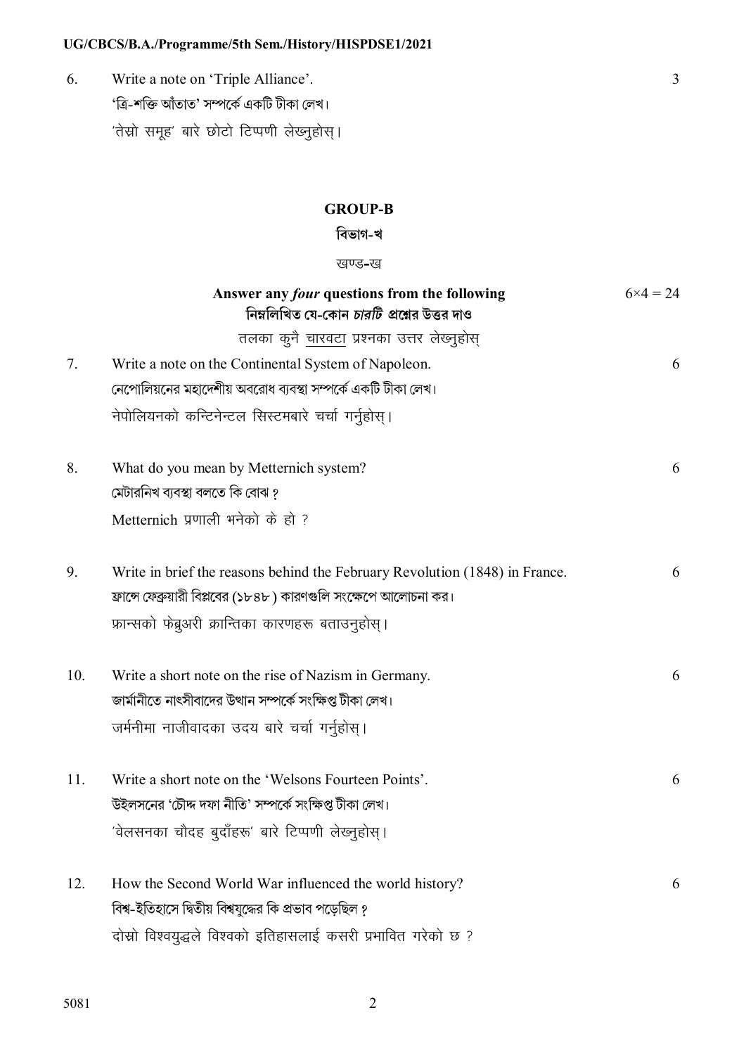6. Write a note on 'Triple Alliance'. 3

'ত্রি-শক্তি আঁতাত' সম্পর্কে একটি টীকা লেখ।

'तेस्रो समूह' बारे छोटो टिप्पणी लेख्नुहोस्।

## GROUP-B

## বিভাগ-খ

## खण्ड-ख

**Answer any *four* questions from the following** 6×4 = 24

**নিম্নলিখিত যে-কোন *চারটি* প্রশ্নের উত্তর দাও**

तलका कुनै चारवटा प्रश्नका उत्तर लेख्नुहोस्

7. Write a note on the Continental System of Napoleon. 6

নেপোলিয়নের মহাদেশীয় অবরোধ ব্যবস্থা সম্পর্কে একটি টীকা লেখ।

नेपोलियनको कन्टिनेन्टल सिस्टमबारे चर्चा गर्नुहोस्।

8. What do you mean by Metternich system? 6

মেটারনিখ ব্যবস্থা বলতে কি বোঝ?

Metternich प्रणाली भनेको के हो ?

9. Write in brief the reasons behind the February Revolution (1848) in France. 6

ফ্রান্সে ফেব্রুয়ারী বিপ্লবের (১৮৪৮) কারণগুলি সংক্ষেপে আলোচনা কর।

फ्रान्सको फेब्रुअरी क्रान्तिका कारणहरू बताउनुहोस्।

10. Write a short note on the rise of Nazism in Germany. 6

জার্মানীতে নাৎসীবাদের উত্থান সম্পর্কে সংক্ষিপ্ত টীকা লেখ।

जर्मनीमा नाजीवादका उदय बारे चर्चा गर्नुहोस्।

11. Write a short note on the 'Welsons Fourteen Points'. 6

উইলসনের 'চৌদ্দ দফা নীতি' সম্পর্কে সংক্ষিপ্ত টীকা লেখ।

'वेलसनका चौदह बुदाँहरू' बारे टिप्पणी लेख्नुहोस्।

12. How the Second World War influenced the world history? 6

বিশ্ব-ইতিহাসে দ্বিতীয় বিশ্বযুদ্ধের কি প্রভাব পড়েছিল?

दोस्रो विश्वयुद्धले विश्वको इतिहासलाई कसरी प्रभावित गरेको छ ?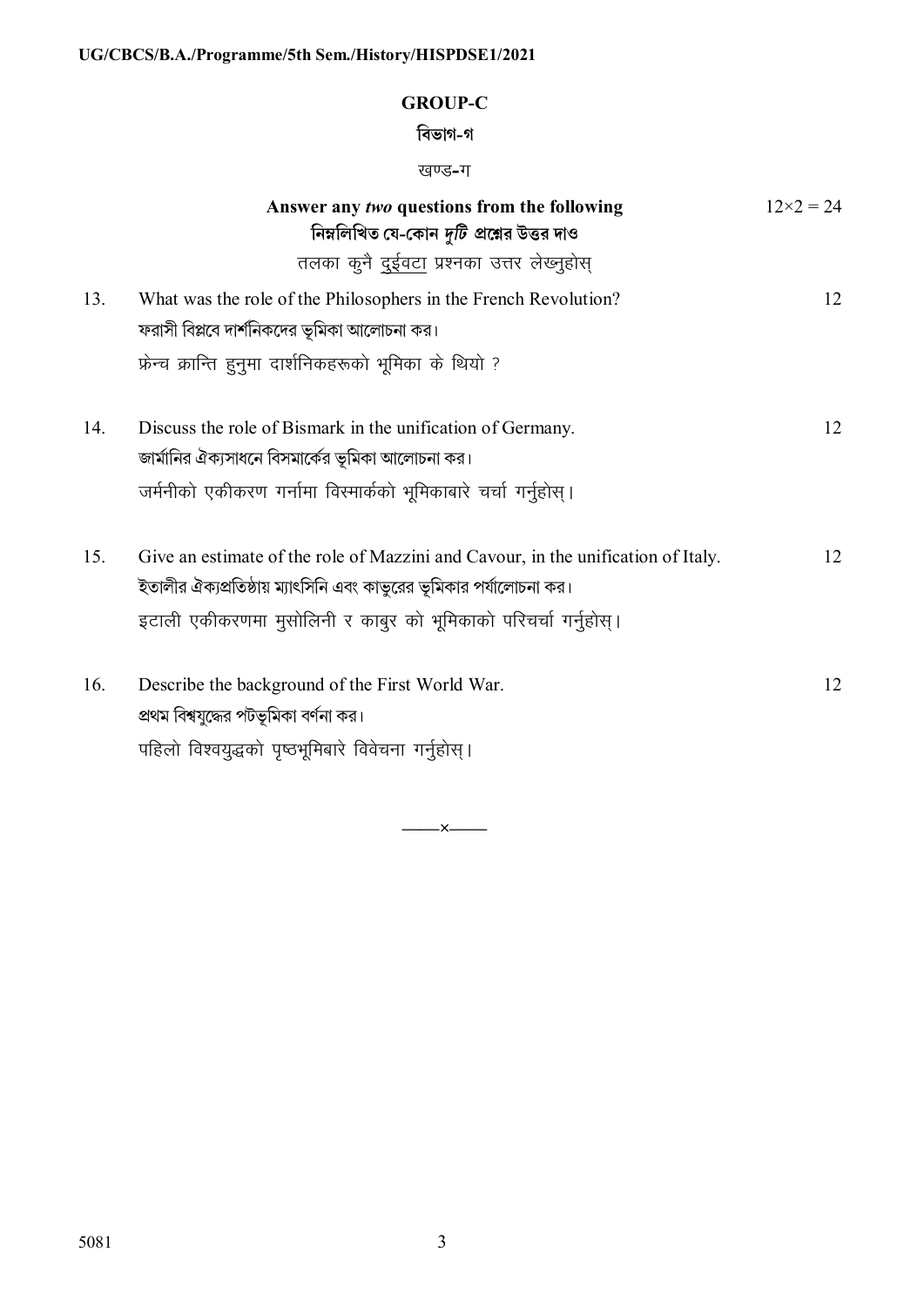## GROUP-C

### বিভাগ-গ

### खण्ड-ग

**Answer any *two* questions from the following** 12×2 = 24

**নিম্নলিখিত যে-কোন *দুটি* প্রশ্নের উত্তর দাও**

तलका कुनै दुईवटा प्रश्नका उत्तर लेख्नुहोस्

13. What was the role of the Philosophers in the French Revolution? 12

    ফরাসী বিপ্লবে দার্শনিকদের ভূমিকা আলোচনা কর।

    फ्रेन्च क्रान्ति हुनुमा दार्शनिकहरूको भूमिका के थियो ?

14. Discuss the role of Bismark in the unification of Germany. 12

    জার্মানির ঐক্যসাধনে বিসমার্কের ভূমিকা আলোচনা কর।

    जर्मनीको एकीकरण गर्नामा विस्मार्कको भूमिकाबारे चर्चा गर्नुहोस्।

15. Give an estimate of the role of Mazzini and Cavour, in the unification of Italy. 12

    ইতালীর ঐক্যপ্রতিষ্ঠায় ম্যাৎসিনি এবং কাভুরের ভূমিকার পর্যালোচনা কর।

    इटाली एकीकरणमा मुसोलिनी र काबुर को भूमिकाको परिचर्चा गर्नुहोस्।

16. Describe the background of the First World War. 12

    প্রথম বিশ্বযুদ্ধের পটভূমিকা বর্ণনা কর।

    पहिलो विश्वयुद्धको पृष्ठभूमिबारे विवेचना गर्नुहोस्।

——×——